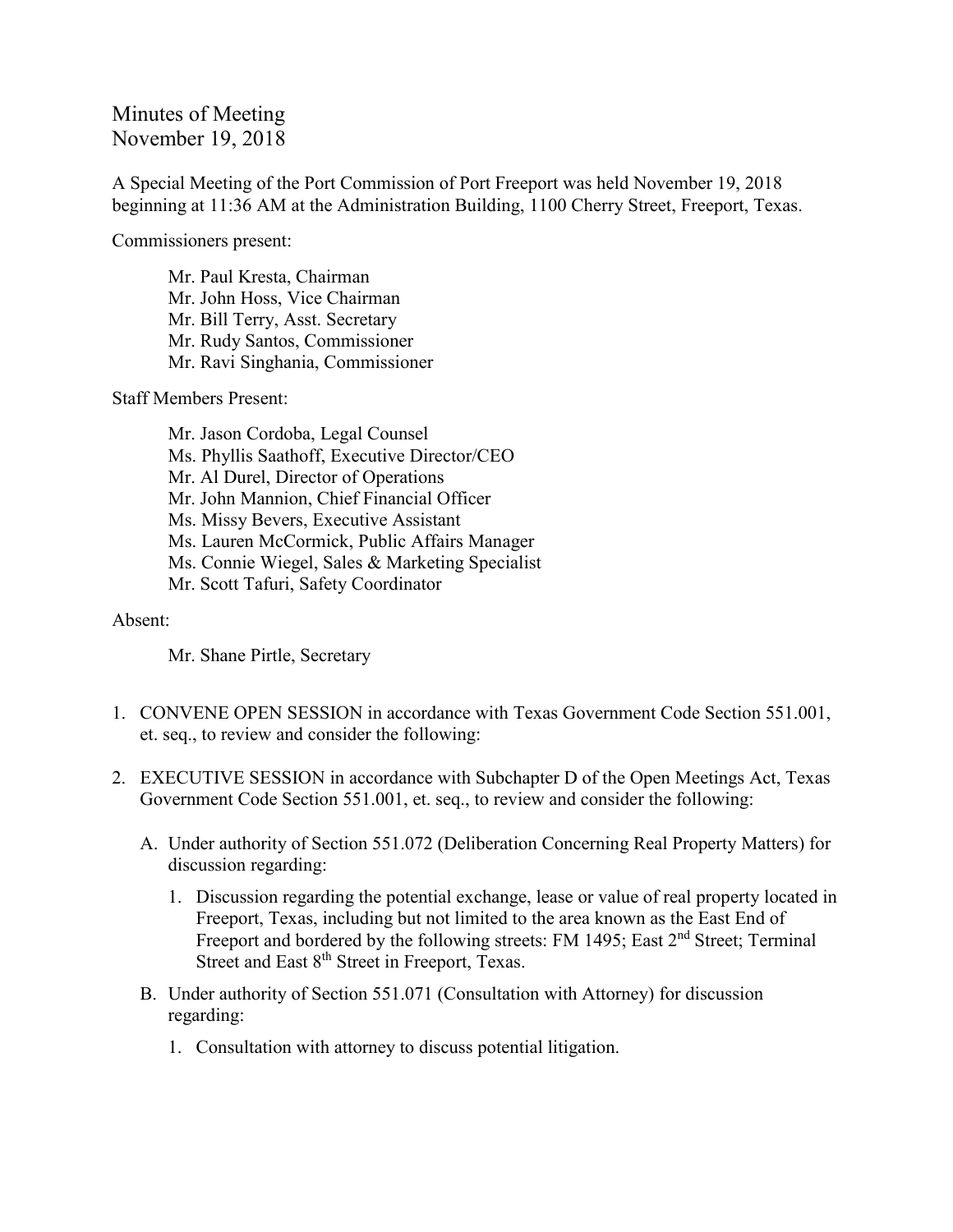# Minutes of Meeting
November 19, 2018

A Special Meeting of the Port Commission of Port Freeport was held November 19, 2018 beginning at 11:36 AM at the Administration Building, 1100 Cherry Street, Freeport, Texas.

Commissioners present:

Mr. Paul Kresta, Chairman
Mr. John Hoss, Vice Chairman
Mr. Bill Terry, Asst. Secretary
Mr. Rudy Santos, Commissioner
Mr. Ravi Singhania, Commissioner

Staff Members Present:

Mr. Jason Cordoba, Legal Counsel
Ms. Phyllis Saathoff, Executive Director/CEO
Mr. Al Durel, Director of Operations
Mr. John Mannion, Chief Financial Officer
Ms. Missy Bevers, Executive Assistant
Ms. Lauren McCormick, Public Affairs Manager
Ms. Connie Wiegel, Sales & Marketing Specialist
Mr. Scott Tafuri, Safety Coordinator

Absent:

Mr. Shane Pirtle, Secretary

1. CONVENE OPEN SESSION in accordance with Texas Government Code Section 551.001, et. seq., to review and consider the following:

2. EXECUTIVE SESSION in accordance with Subchapter D of the Open Meetings Act, Texas Government Code Section 551.001, et. seq., to review and consider the following:

   A. Under authority of Section 551.072 (Deliberation Concerning Real Property Matters) for discussion regarding:

      1. Discussion regarding the potential exchange, lease or value of real property located in Freeport, Texas, including but not limited to the area known as the East End of Freeport and bordered by the following streets: FM 1495; East 2nd Street; Terminal Street and East 8th Street in Freeport, Texas.

   B. Under authority of Section 551.071 (Consultation with Attorney) for discussion regarding:

      1. Consultation with attorney to discuss potential litigation.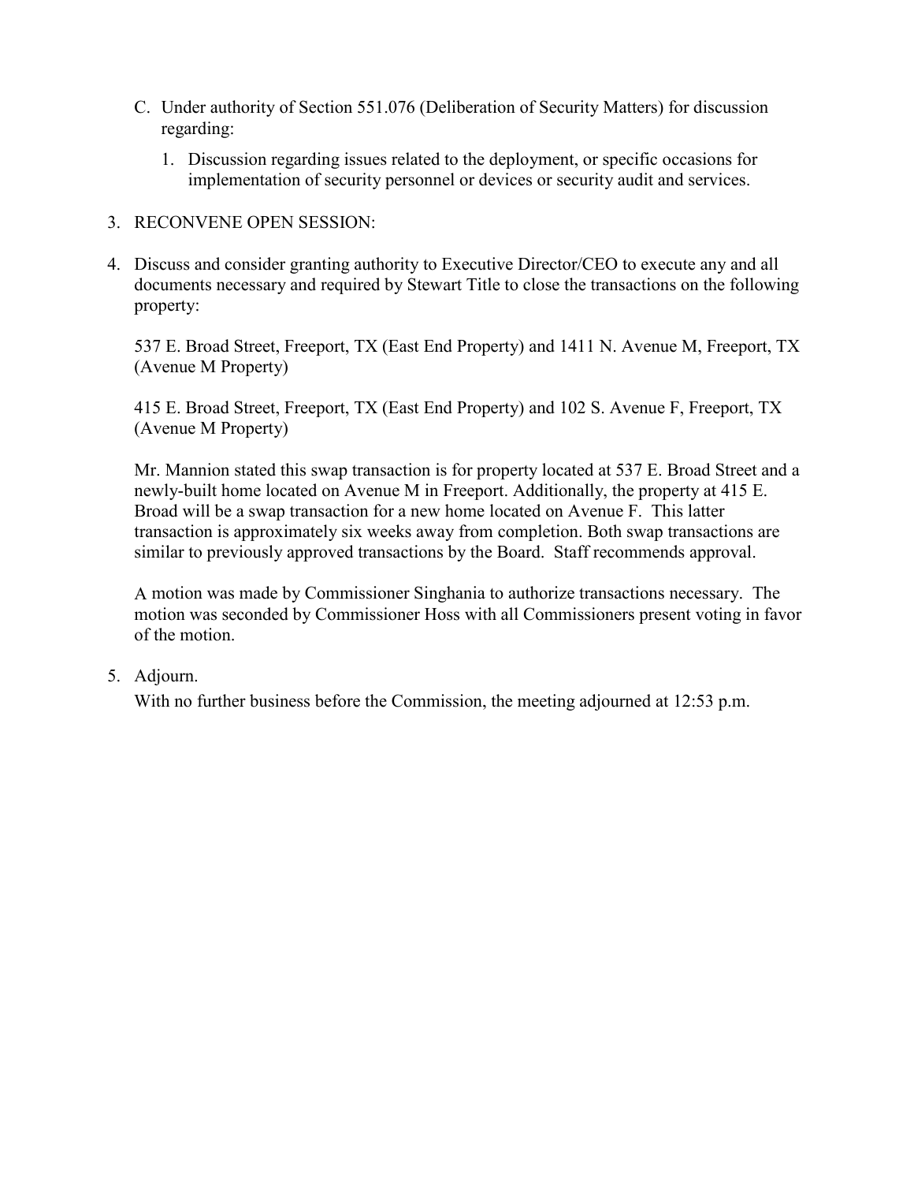C. Under authority of Section 551.076 (Deliberation of Security Matters) for discussion regarding:

   1. Discussion regarding issues related to the deployment, or specific occasions for implementation of security personnel or devices or security audit and services.

3. RECONVENE OPEN SESSION:

4. Discuss and consider granting authority to Executive Director/CEO to execute any and all documents necessary and required by Stewart Title to close the transactions on the following property:

   537 E. Broad Street, Freeport, TX (East End Property) and 1411 N. Avenue M, Freeport, TX (Avenue M Property)

   415 E. Broad Street, Freeport, TX (East End Property) and 102 S. Avenue F, Freeport, TX (Avenue M Property)

   Mr. Mannion stated this swap transaction is for property located at 537 E. Broad Street and a newly-built home located on Avenue M in Freeport. Additionally, the property at 415 E. Broad will be a swap transaction for a new home located on Avenue F. This latter transaction is approximately six weeks away from completion. Both swap transactions are similar to previously approved transactions by the Board. Staff recommends approval.

   A motion was made by Commissioner Singhania to authorize transactions necessary. The motion was seconded by Commissioner Hoss with all Commissioners present voting in favor of the motion.

5. Adjourn.

   With no further business before the Commission, the meeting adjourned at 12:53 p.m.